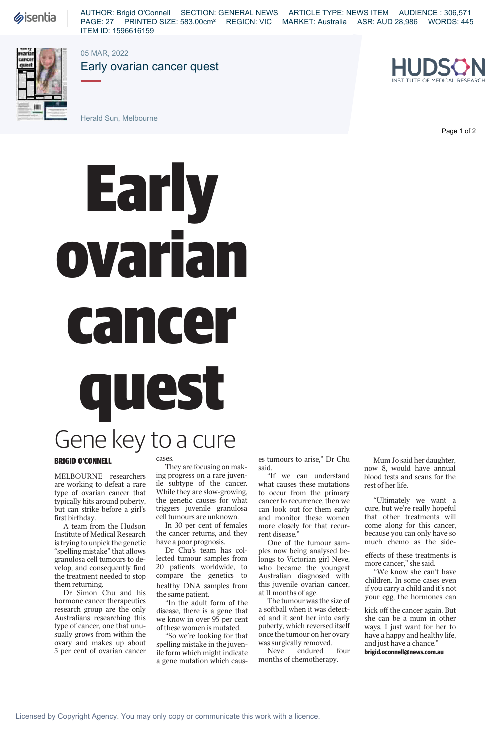# Early ovarian cancer quest

## Gene key to a cure

**BRIGID O'CONNELL**

MELBOURNE researchers are working to defeat a rare type of ovarian cancer that typically hits around puberty, but can strike before a girl's first birthday.

A team from the Hudson Institute of Medical Research is trying to unpick the genetic "spelling mistake" that allows granulosa cell tumours to develop, and consequently find the treatment needed to stop them returning.

Dr Simon Chu and his hormone cancer therapeutics research group are the only Australians researching this type of cancer, one that unusually grows from within the ovary and makes up about 5 per cent of ovarian cancer cases.

They are focusing on making progress on a rare juvenile subtype of the cancer. While they are slow-growing, the genetic causes for what triggers juvenile granulosa cell tumours are unknown.

In 30 per cent of females the cancer returns, and they have a poor prognosis.

Dr Chu's team has collected tumour samples from 20 patients worldwide, to compare the genetics to healthy DNA samples from the same patient.

"In the adult form of the disease, there is a gene that we know in over 95 per cent of these women is mutated.

"So we're looking for that spelling mistake in the juvenile form which might indicate a gene mutation which causes tumours to arise," Dr Chu said.

"If we can understand what causes these mutations to occur from the primary cancer to recurrence, then we can look out for them early and monitor these women more closely for that recurrent disease."

One of the tumour samples now being analysed belongs to Victorian girl Neve, who became the youngest Australian diagnosed with this juvenile ovarian cancer, at 11 months of age.

The tumour was the size of a softball when it was detected and it sent her into early puberty, which reversed itself once the tumour on her ovary was surgically removed.

Neve endured four months of chemotherapy.

Mum Jo said her daughter, now 8, would have annual blood tests and scans for the rest of her life.

"Ultimately we want a cure, but we're really hopeful that other treatments will come along for this cancer, because you can only have so much chemo as the side-effects of these treatments is more cancer," she said.

"We know she can't have children. In some cases even if you carry a child and it's not your egg, the hormones can kick off the cancer again. But she can be a mum in other ways. I just want for her to have a happy and healthy life, and just have a chance."

**brigid.oconnell@news.com.au**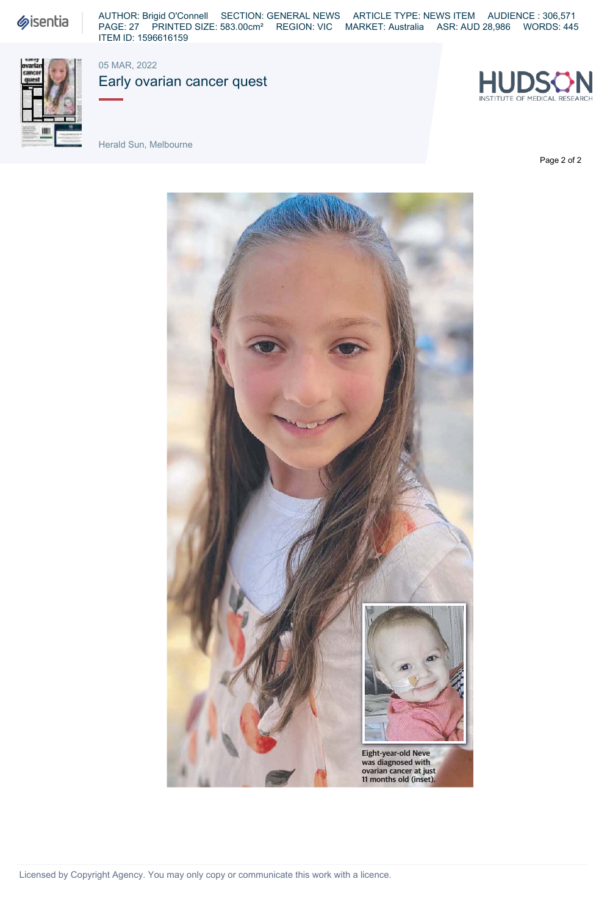Eight-year-old Neve was diagnosed with ovarian cancer at just 11 months old (inset).